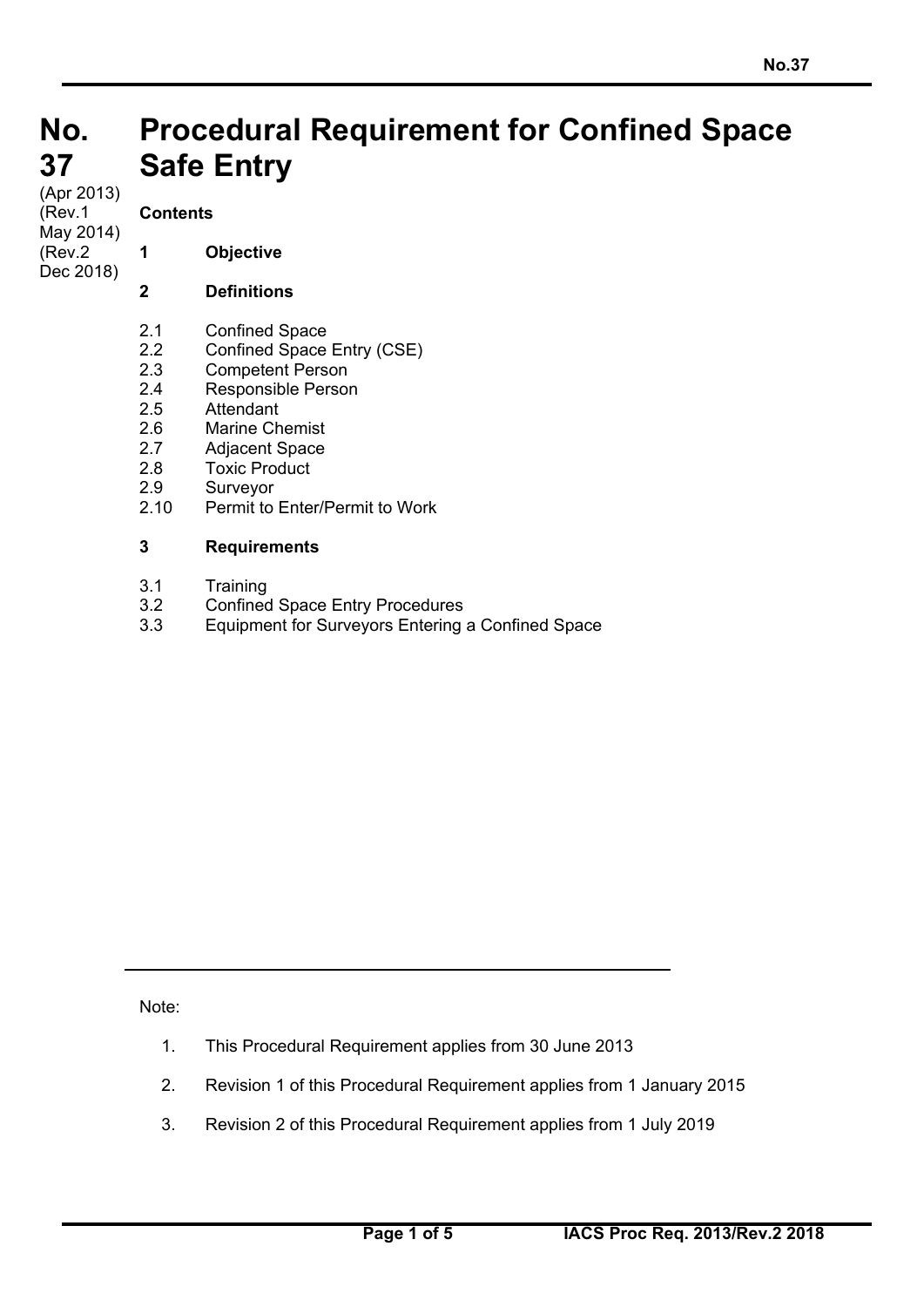# No. 37 Procedural Requirement for Confined Space Safe Entry

(Apr 2013)
(Rev.1 May 2014)
(Rev.2 Dec 2018)

**Contents**

**1 Objective**

**2 Definitions**

- 2.1 Confined Space
- 2.2 Confined Space Entry (CSE)
- 2.3 Competent Person
- 2.4 Responsible Person
- 2.5 Attendant
- 2.6 Marine Chemist
- 2.7 Adjacent Space
- 2.8 Toxic Product
- 2.9 Surveyor
- 2.10 Permit to Enter/Permit to Work

**3 Requirements**

- 3.1 Training
- 3.2 Confined Space Entry Procedures
- 3.3 Equipment for Surveyors Entering a Confined Space

---

Note:

1. This Procedural Requirement applies from 30 June 2013
2. Revision 1 of this Procedural Requirement applies from 1 January 2015
3. Revision 2 of this Procedural Requirement applies from 1 July 2019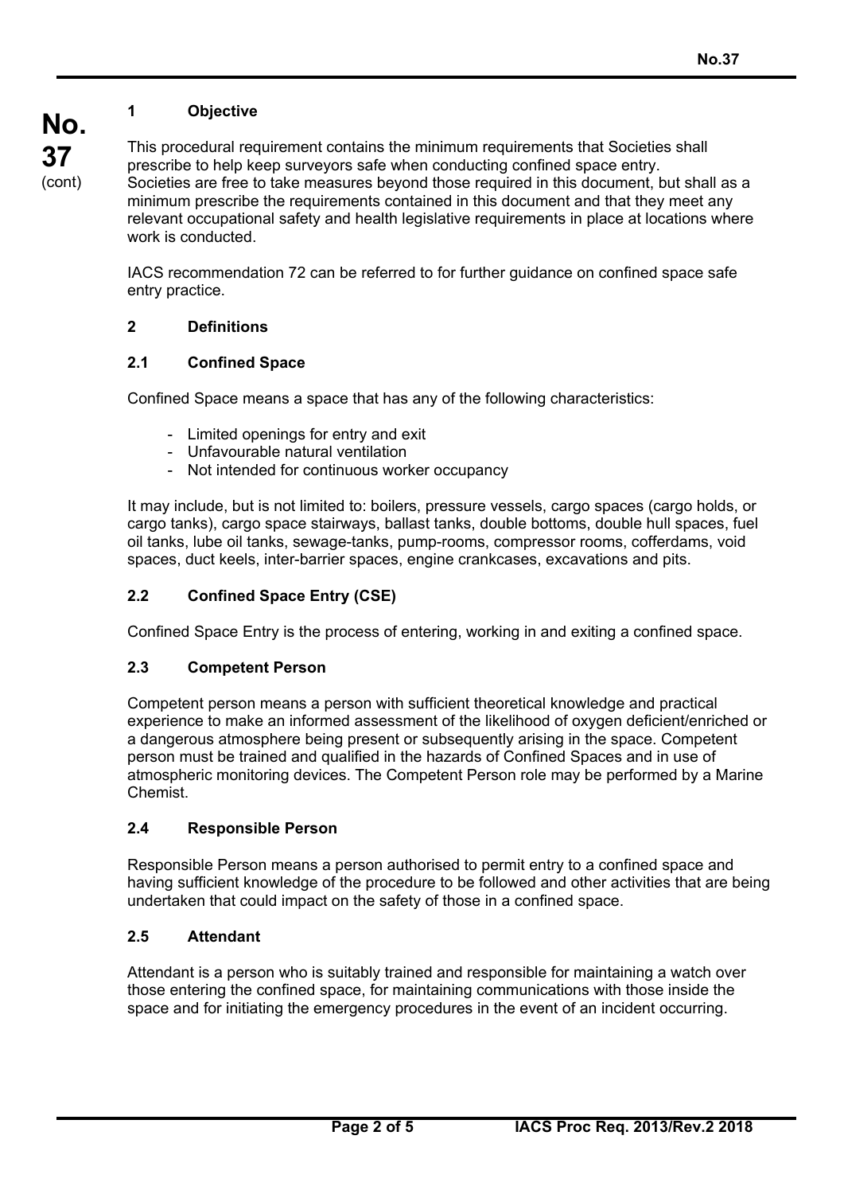## 1 Objective

This procedural requirement contains the minimum requirements that Societies shall prescribe to help keep surveyors safe when conducting confined space entry.
Societies are free to take measures beyond those required in this document, but shall as a minimum prescribe the requirements contained in this document and that they meet any relevant occupational safety and health legislative requirements in place at locations where work is conducted.

IACS recommendation 72 can be referred to for further guidance on confined space safe entry practice.

## 2 Definitions

### 2.1 Confined Space

Confined Space means a space that has any of the following characteristics:

- Limited openings for entry and exit
- Unfavourable natural ventilation
- Not intended for continuous worker occupancy

It may include, but is not limited to: boilers, pressure vessels, cargo spaces (cargo holds, or cargo tanks), cargo space stairways, ballast tanks, double bottoms, double hull spaces, fuel oil tanks, lube oil tanks, sewage-tanks, pump-rooms, compressor rooms, cofferdams, void spaces, duct keels, inter-barrier spaces, engine crankcases, excavations and pits.

### 2.2 Confined Space Entry (CSE)

Confined Space Entry is the process of entering, working in and exiting a confined space.

### 2.3 Competent Person

Competent person means a person with sufficient theoretical knowledge and practical experience to make an informed assessment of the likelihood of oxygen deficient/enriched or a dangerous atmosphere being present or subsequently arising in the space. Competent person must be trained and qualified in the hazards of Confined Spaces and in use of atmospheric monitoring devices. The Competent Person role may be performed by a Marine Chemist.

### 2.4 Responsible Person

Responsible Person means a person authorised to permit entry to a confined space and having sufficient knowledge of the procedure to be followed and other activities that are being undertaken that could impact on the safety of those in a confined space.

### 2.5 Attendant

Attendant is a person who is suitably trained and responsible for maintaining a watch over those entering the confined space, for maintaining communications with those inside the space and for initiating the emergency procedures in the event of an incident occurring.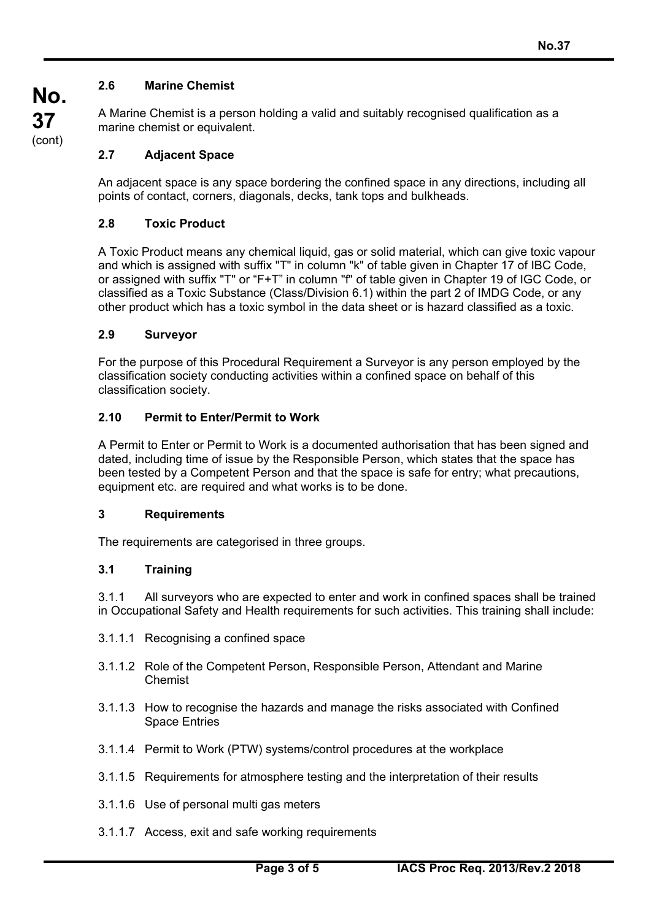### 2.6 Marine Chemist

A Marine Chemist is a person holding a valid and suitably recognised qualification as a marine chemist or equivalent.

### 2.7 Adjacent Space

An adjacent space is any space bordering the confined space in any directions, including all points of contact, corners, diagonals, decks, tank tops and bulkheads.

### 2.8 Toxic Product

A Toxic Product means any chemical liquid, gas or solid material, which can give toxic vapour and which is assigned with suffix "T" in column "k" of table given in Chapter 17 of IBC Code, or assigned with suffix "T" or "F+T" in column "f" of table given in Chapter 19 of IGC Code, or classified as a Toxic Substance (Class/Division 6.1) within the part 2 of IMDG Code, or any other product which has a toxic symbol in the data sheet or is hazard classified as a toxic.

### 2.9 Surveyor

For the purpose of this Procedural Requirement a Surveyor is any person employed by the classification society conducting activities within a confined space on behalf of this classification society.

### 2.10 Permit to Enter/Permit to Work

A Permit to Enter or Permit to Work is a documented authorisation that has been signed and dated, including time of issue by the Responsible Person, which states that the space has been tested by a Competent Person and that the space is safe for entry; what precautions, equipment etc. are required and what works is to be done.

## 3 Requirements

The requirements are categorised in three groups.

### 3.1 Training

3.1.1 All surveyors who are expected to enter and work in confined spaces shall be trained in Occupational Safety and Health requirements for such activities. This training shall include:

3.1.1.1 Recognising a confined space

3.1.1.2 Role of the Competent Person, Responsible Person, Attendant and Marine Chemist

3.1.1.3 How to recognise the hazards and manage the risks associated with Confined Space Entries

3.1.1.4 Permit to Work (PTW) systems/control procedures at the workplace

3.1.1.5 Requirements for atmosphere testing and the interpretation of their results

3.1.1.6 Use of personal multi gas meters

3.1.1.7 Access, exit and safe working requirements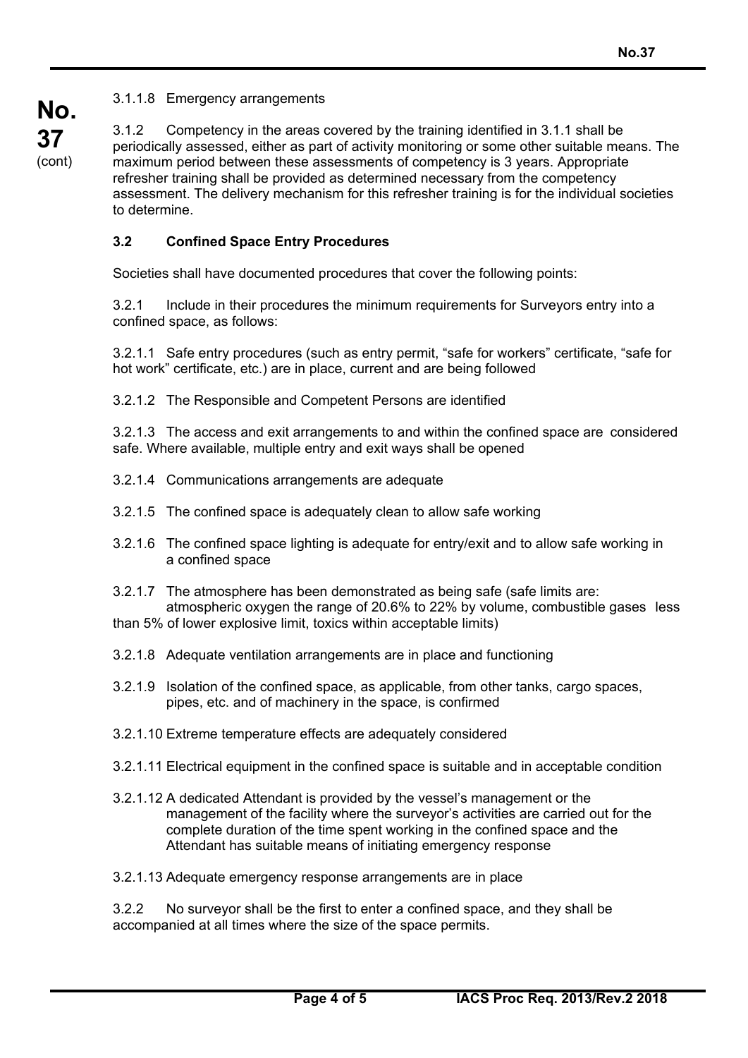3.1.1.8 Emergency arrangements

3.1.2 Competency in the areas covered by the training identified in 3.1.1 shall be periodically assessed, either as part of activity monitoring or some other suitable means. The maximum period between these assessments of competency is 3 years. Appropriate refresher training shall be provided as determined necessary from the competency assessment. The delivery mechanism for this refresher training is for the individual societies to determine.

### 3.2 Confined Space Entry Procedures

Societies shall have documented procedures that cover the following points:

3.2.1 Include in their procedures the minimum requirements for Surveyors entry into a confined space, as follows:

3.2.1.1 Safe entry procedures (such as entry permit, "safe for workers" certificate, "safe for hot work" certificate, etc.) are in place, current and are being followed

3.2.1.2 The Responsible and Competent Persons are identified

3.2.1.3 The access and exit arrangements to and within the confined space are considered safe. Where available, multiple entry and exit ways shall be opened

3.2.1.4 Communications arrangements are adequate

3.2.1.5 The confined space is adequately clean to allow safe working

3.2.1.6 The confined space lighting is adequate for entry/exit and to allow safe working in a confined space

3.2.1.7 The atmosphere has been demonstrated as being safe (safe limits are: atmospheric oxygen the range of 20.6% to 22% by volume, combustible gases less than 5% of lower explosive limit, toxics within acceptable limits)

3.2.1.8 Adequate ventilation arrangements are in place and functioning

3.2.1.9 Isolation of the confined space, as applicable, from other tanks, cargo spaces, pipes, etc. and of machinery in the space, is confirmed

3.2.1.10 Extreme temperature effects are adequately considered

3.2.1.11 Electrical equipment in the confined space is suitable and in acceptable condition

3.2.1.12 A dedicated Attendant is provided by the vessel's management or the management of the facility where the surveyor's activities are carried out for the complete duration of the time spent working in the confined space and the Attendant has suitable means of initiating emergency response

3.2.1.13 Adequate emergency response arrangements are in place

3.2.2 No surveyor shall be the first to enter a confined space, and they shall be accompanied at all times where the size of the space permits.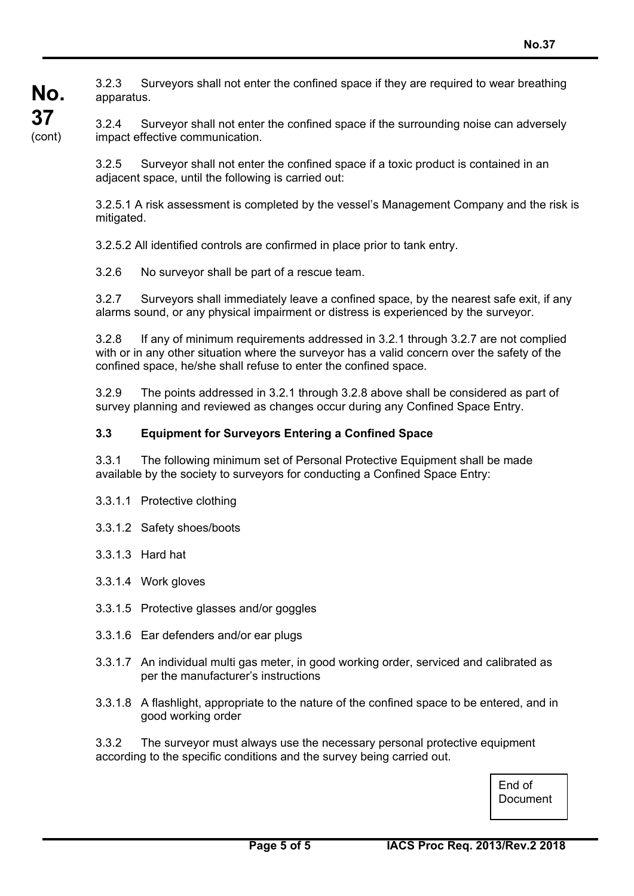3.2.3 Surveyors shall not enter the confined space if they are required to wear breathing apparatus.

3.2.4 Surveyor shall not enter the confined space if the surrounding noise can adversely impact effective communication.

3.2.5 Surveyor shall not enter the confined space if a toxic product is contained in an adjacent space, until the following is carried out:

3.2.5.1 A risk assessment is completed by the vessel's Management Company and the risk is mitigated.

3.2.5.2 All identified controls are confirmed in place prior to tank entry.

3.2.6 No surveyor shall be part of a rescue team.

3.2.7 Surveyors shall immediately leave a confined space, by the nearest safe exit, if any alarms sound, or any physical impairment or distress is experienced by the surveyor.

3.2.8 If any of minimum requirements addressed in 3.2.1 through 3.2.7 are not complied with or in any other situation where the surveyor has a valid concern over the safety of the confined space, he/she shall refuse to enter the confined space.

3.2.9 The points addressed in 3.2.1 through 3.2.8 above shall be considered as part of survey planning and reviewed as changes occur during any Confined Space Entry.

### 3.3 Equipment for Surveyors Entering a Confined Space

3.3.1 The following minimum set of Personal Protective Equipment shall be made available by the society to surveyors for conducting a Confined Space Entry:

3.3.1.1 Protective clothing

3.3.1.2 Safety shoes/boots

3.3.1.3 Hard hat

3.3.1.4 Work gloves

3.3.1.5 Protective glasses and/or goggles

3.3.1.6 Ear defenders and/or ear plugs

3.3.1.7 An individual multi gas meter, in good working order, serviced and calibrated as per the manufacturer's instructions

3.3.1.8 A flashlight, appropriate to the nature of the confined space to be entered, and in good working order

3.3.2 The surveyor must always use the necessary personal protective equipment according to the specific conditions and the survey being carried out.

End of Document